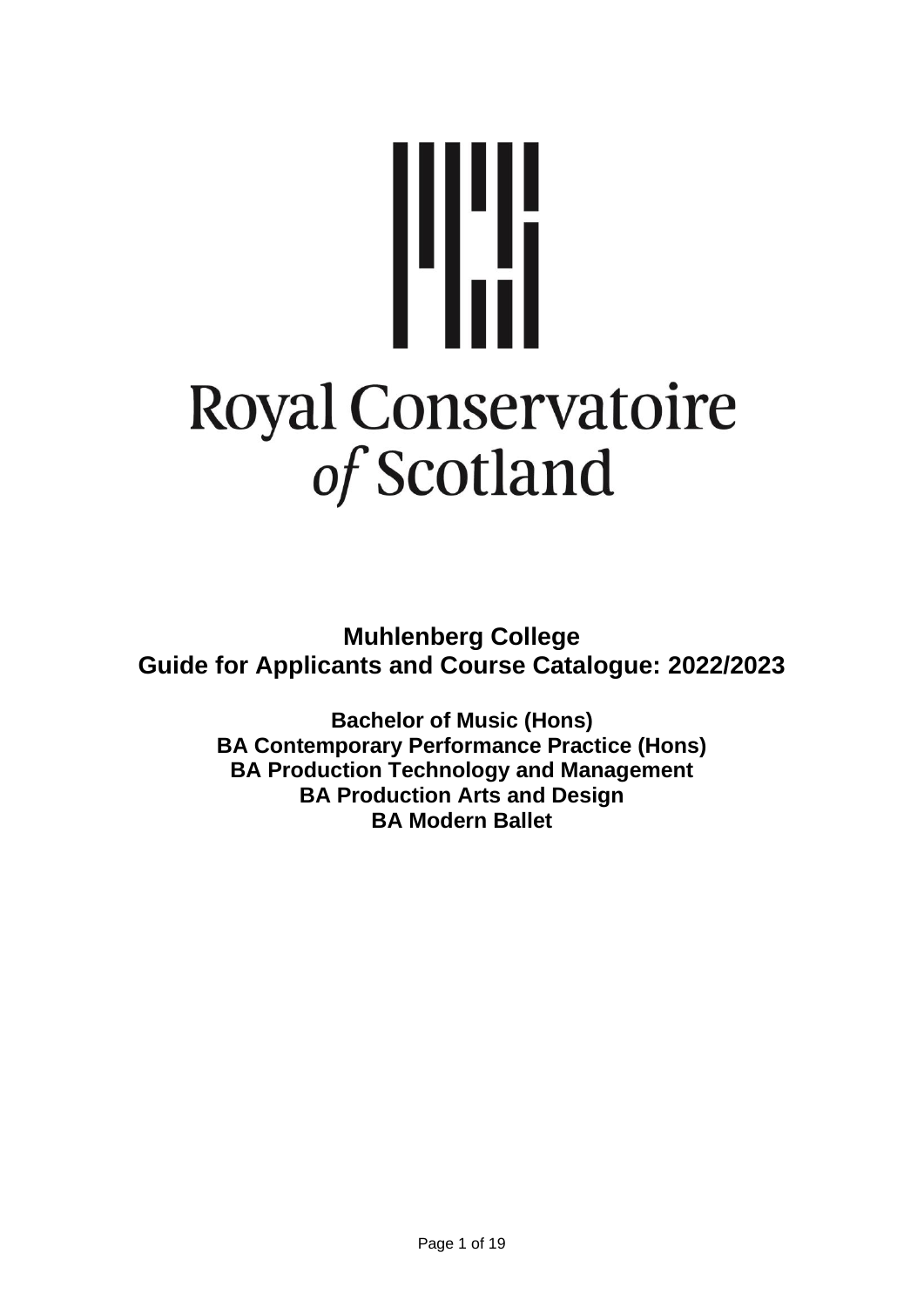Royal Conservatoire of Scotland

# Muhlenberg College
# Guide for Applicants and Course Catalogue: 2022/2023

**Bachelor of Music (Hons)**
**BA Contemporary Performance Practice (Hons)**
**BA Production Technology and Management**
**BA Production Arts and Design**
**BA Modern Ballet**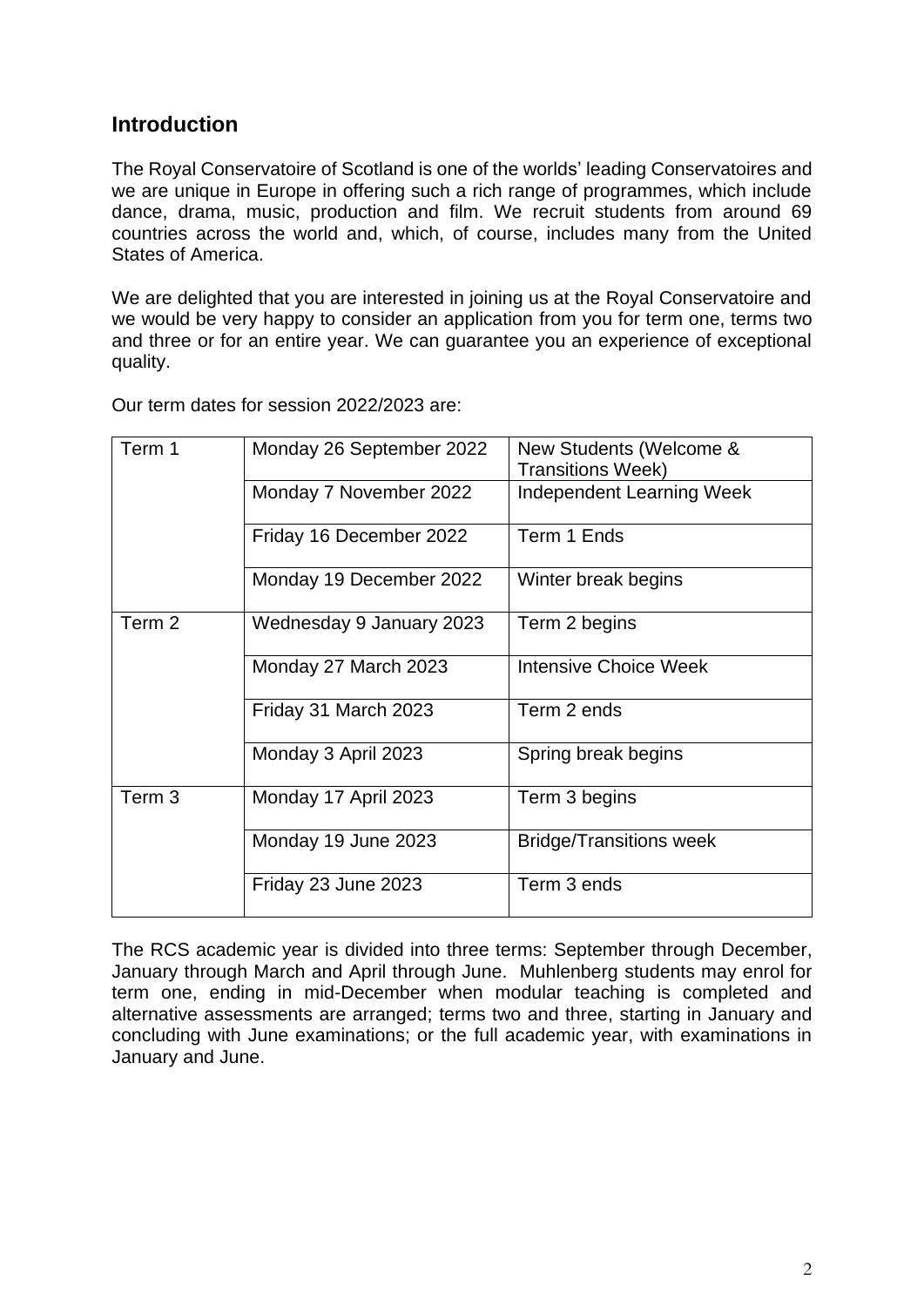## Introduction

The Royal Conservatoire of Scotland is one of the worlds' leading Conservatoires and we are unique in Europe in offering such a rich range of programmes, which include dance, drama, music, production and film. We recruit students from around 69 countries across the world and, which, of course, includes many from the United States of America.

We are delighted that you are interested in joining us at the Royal Conservatoire and we would be very happy to consider an application from you for term one, terms two and three or for an entire year. We can guarantee you an experience of exceptional quality.

Our term dates for session 2022/2023 are:

| | | |
|---|---|---|
| Term 1 | Monday 26 September 2022 | New Students (Welcome & Transitions Week) |
| | Monday 7 November 2022 | Independent Learning Week |
| | Friday 16 December 2022 | Term 1 Ends |
| | Monday 19 December 2022 | Winter break begins |
| Term 2 | Wednesday 9 January 2023 | Term 2 begins |
| | Monday 27 March 2023 | Intensive Choice Week |
| | Friday 31 March 2023 | Term 2 ends |
| | Monday 3 April 2023 | Spring break begins |
| Term 3 | Monday 17 April 2023 | Term 3 begins |
| | Monday 19 June 2023 | Bridge/Transitions week |
| | Friday 23 June 2023 | Term 3 ends |

The RCS academic year is divided into three terms: September through December, January through March and April through June. Muhlenberg students may enrol for term one, ending in mid-December when modular teaching is completed and alternative assessments are arranged; terms two and three, starting in January and concluding with June examinations; or the full academic year, with examinations in January and June.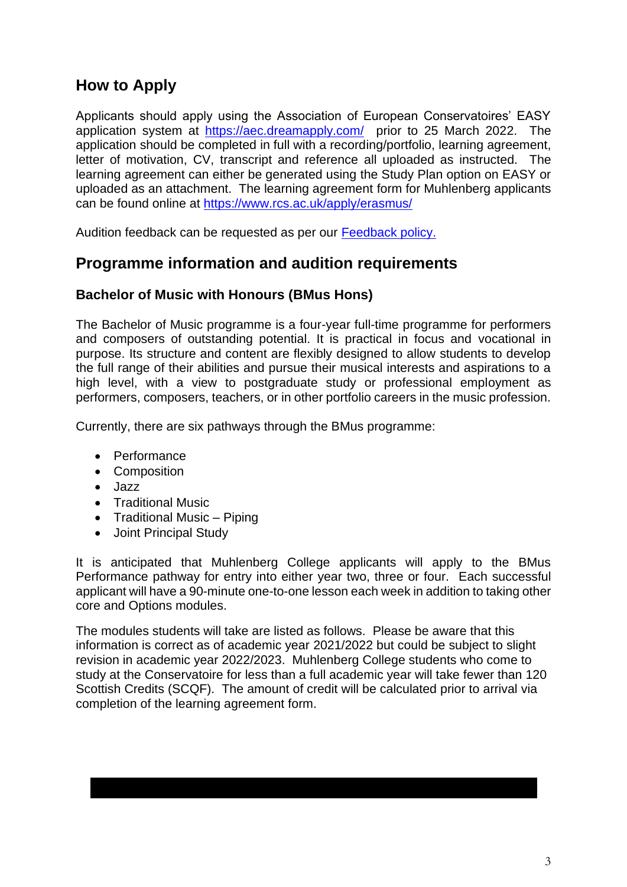## How to Apply

Applicants should apply using the Association of European Conservatoires' EASY application system at https://aec.dreamapply.com/ prior to 25 March 2022. The application should be completed in full with a recording/portfolio, learning agreement, letter of motivation, CV, transcript and reference all uploaded as instructed. The learning agreement can either be generated using the Study Plan option on EASY or uploaded as an attachment. The learning agreement form for Muhlenberg applicants can be found online at https://www.rcs.ac.uk/apply/erasmus/

Audition feedback can be requested as per our [Feedback policy.]

## Programme information and audition requirements

### Bachelor of Music with Honours (BMus Hons)

The Bachelor of Music programme is a four-year full-time programme for performers and composers of outstanding potential. It is practical in focus and vocational in purpose. Its structure and content are flexibly designed to allow students to develop the full range of their abilities and pursue their musical interests and aspirations to a high level, with a view to postgraduate study or professional employment as performers, composers, teachers, or in other portfolio careers in the music profession.

Currently, there are six pathways through the BMus programme:

- Performance
- Composition
- Jazz
- Traditional Music
- Traditional Music – Piping
- Joint Principal Study

It is anticipated that Muhlenberg College applicants will apply to the BMus Performance pathway for entry into either year two, three or four. Each successful applicant will have a 90-minute one-to-one lesson each week in addition to taking other core and Options modules.

The modules students will take are listed as follows. Please be aware that this information is correct as of academic year 2021/2022 but could be subject to slight revision in academic year 2022/2023. Muhlenberg College students who come to study at the Conservatoire for less than a full academic year will take fewer than 120 Scottish Credits (SCQF). The amount of credit will be calculated prior to arrival via completion of the learning agreement form.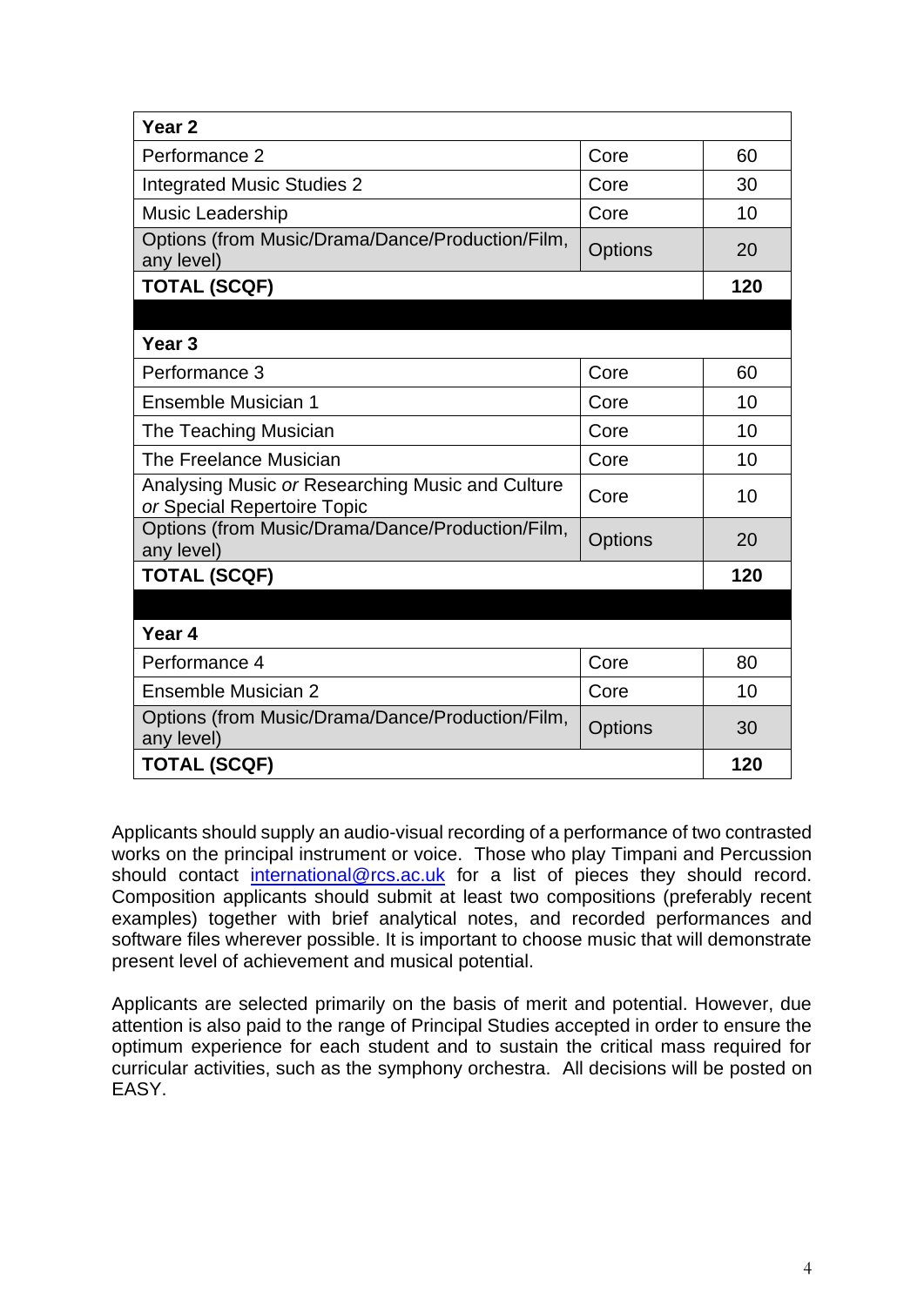| **Year 2** | | |
|---|---|---|
| Performance 2 | Core | 60 |
| Integrated Music Studies 2 | Core | 30 |
| Music Leadership | Core | 10 |
| Options (from Music/Drama/Dance/Production/Film, any level) | Options | 20 |
| **TOTAL (SCQF)** | | **120** |
| | | |
| **Year 3** | | |
| Performance 3 | Core | 60 |
| Ensemble Musician 1 | Core | 10 |
| The Teaching Musician | Core | 10 |
| The Freelance Musician | Core | 10 |
| Analysing Music *or* Researching Music and Culture *or* Special Repertoire Topic | Core | 10 |
| Options (from Music/Drama/Dance/Production/Film, any level) | Options | 20 |
| **TOTAL (SCQF)** | | **120** |
| | | |
| **Year 4** | | |
| Performance 4 | Core | 80 |
| Ensemble Musician 2 | Core | 10 |
| Options (from Music/Drama/Dance/Production/Film, any level) | Options | 30 |
| **TOTAL (SCQF)** | | **120** |

Applicants should supply an audio-visual recording of a performance of two contrasted works on the principal instrument or voice. Those who play Timpani and Percussion should contact international@rcs.ac.uk for a list of pieces they should record. Composition applicants should submit at least two compositions (preferably recent examples) together with brief analytical notes, and recorded performances and software files wherever possible. It is important to choose music that will demonstrate present level of achievement and musical potential.

Applicants are selected primarily on the basis of merit and potential. However, due attention is also paid to the range of Principal Studies accepted in order to ensure the optimum experience for each student and to sustain the critical mass required for curricular activities, such as the symphony orchestra. All decisions will be posted on EASY.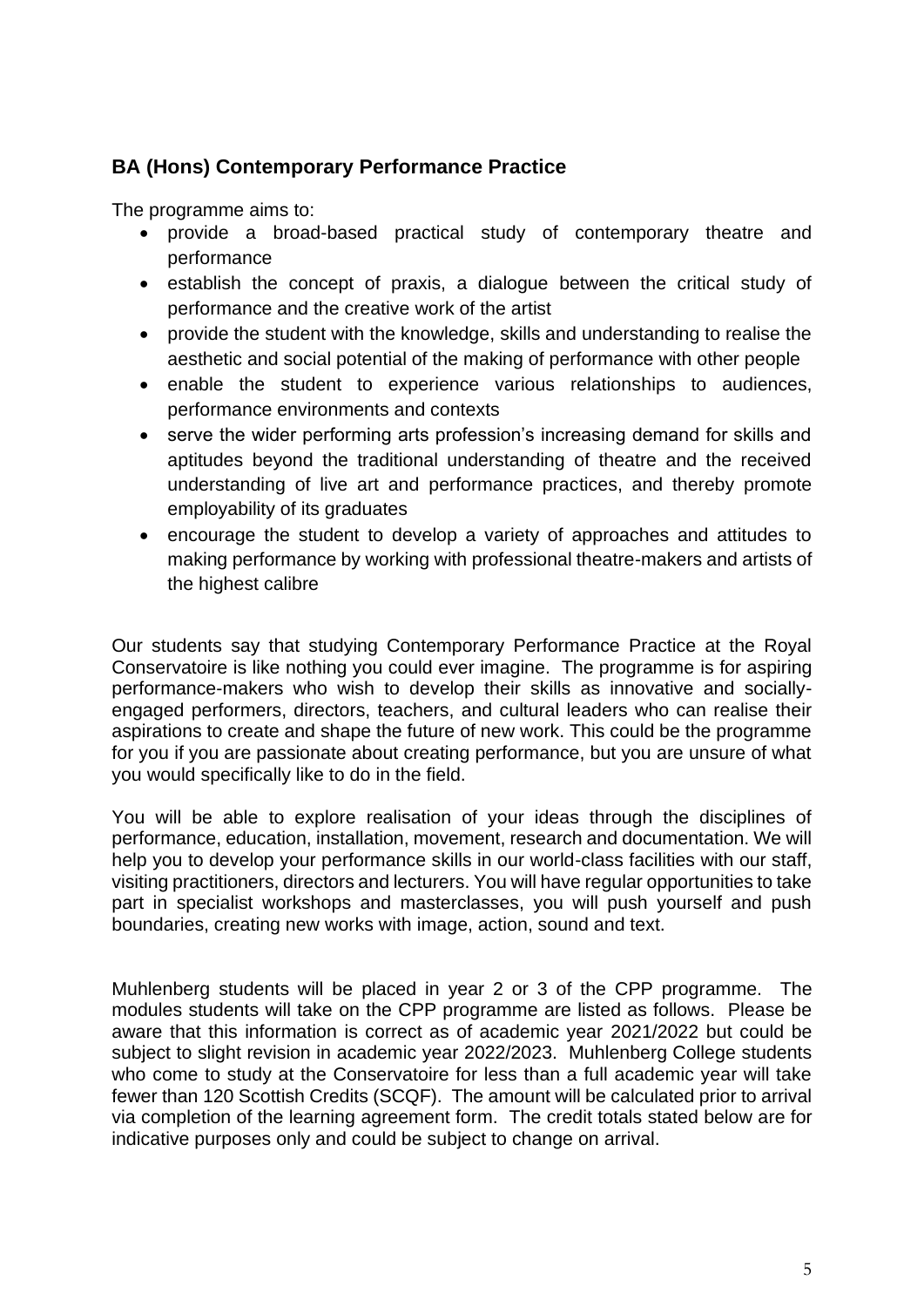## BA (Hons) Contemporary Performance Practice

The programme aims to:

- provide a broad-based practical study of contemporary theatre and performance
- establish the concept of praxis, a dialogue between the critical study of performance and the creative work of the artist
- provide the student with the knowledge, skills and understanding to realise the aesthetic and social potential of the making of performance with other people
- enable the student to experience various relationships to audiences, performance environments and contexts
- serve the wider performing arts profession's increasing demand for skills and aptitudes beyond the traditional understanding of theatre and the received understanding of live art and performance practices, and thereby promote employability of its graduates
- encourage the student to develop a variety of approaches and attitudes to making performance by working with professional theatre-makers and artists of the highest calibre

Our students say that studying Contemporary Performance Practice at the Royal Conservatoire is like nothing you could ever imagine. The programme is for aspiring performance-makers who wish to develop their skills as innovative and socially-engaged performers, directors, teachers, and cultural leaders who can realise their aspirations to create and shape the future of new work. This could be the programme for you if you are passionate about creating performance, but you are unsure of what you would specifically like to do in the field.

You will be able to explore realisation of your ideas through the disciplines of performance, education, installation, movement, research and documentation. We will help you to develop your performance skills in our world-class facilities with our staff, visiting practitioners, directors and lecturers. You will have regular opportunities to take part in specialist workshops and masterclasses, you will push yourself and push boundaries, creating new works with image, action, sound and text.

Muhlenberg students will be placed in year 2 or 3 of the CPP programme. The modules students will take on the CPP programme are listed as follows. Please be aware that this information is correct as of academic year 2021/2022 but could be subject to slight revision in academic year 2022/2023. Muhlenberg College students who come to study at the Conservatoire for less than a full academic year will take fewer than 120 Scottish Credits (SCQF). The amount will be calculated prior to arrival via completion of the learning agreement form. The credit totals stated below are for indicative purposes only and could be subject to change on arrival.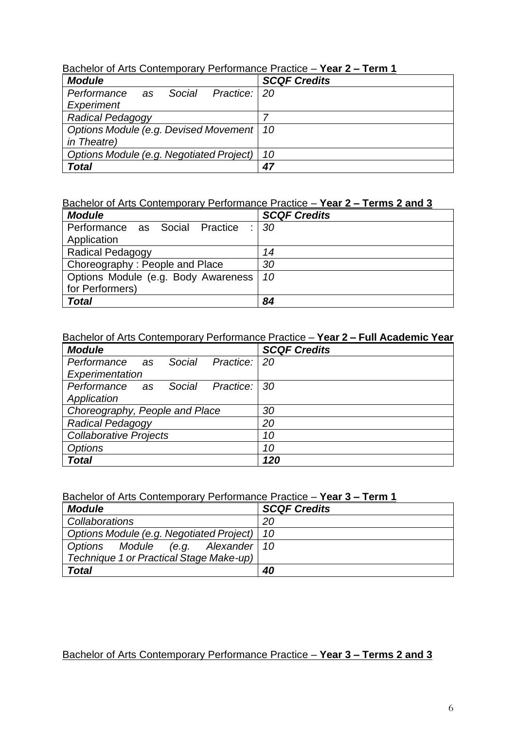Bachelor of Arts Contemporary Performance Practice – **Year 2 – Term 1**

| *Module* | *SCQF Credits* |
|---|---|
| *Performance as Social Practice: Experiment* | *20* |
| *Radical Pedagogy* | *7* |
| *Options Module (e.g. Devised Movement in Theatre)* | *10* |
| *Options Module (e.g. Negotiated Project)* | *10* |
| ***Total*** | ***47*** |

Bachelor of Arts Contemporary Performance Practice – **Year 2 – Terms 2 and 3**

| *Module* | *SCQF Credits* |
|---|---|
| Performance as Social Practice : Application | *30* |
| Radical Pedagogy | *14* |
| Choreography : People and Place | *30* |
| Options Module (e.g. Body Awareness for Performers) | *10* |
| ***Total*** | ***84*** |

Bachelor of Arts Contemporary Performance Practice – **Year 2 – Full Academic Year**

| *Module* | *SCQF Credits* |
|---|---|
| *Performance as Social Practice: Experimentation* | *20* |
| *Performance as Social Practice: Application* | *30* |
| *Choreography, People and Place* | *30* |
| *Radical Pedagogy* | *20* |
| *Collaborative Projects* | *10* |
| *Options* | *10* |
| ***Total*** | ***120*** |

Bachelor of Arts Contemporary Performance Practice – **Year 3 – Term 1**

| *Module* | *SCQF Credits* |
|---|---|
| *Collaborations* | *20* |
| *Options Module (e.g. Negotiated Project)* | *10* |
| *Options Module (e.g. Alexander Technique 1 or Practical Stage Make-up)* | *10* |
| ***Total*** | ***40*** |

Bachelor of Arts Contemporary Performance Practice – **Year 3 – Terms 2 and 3**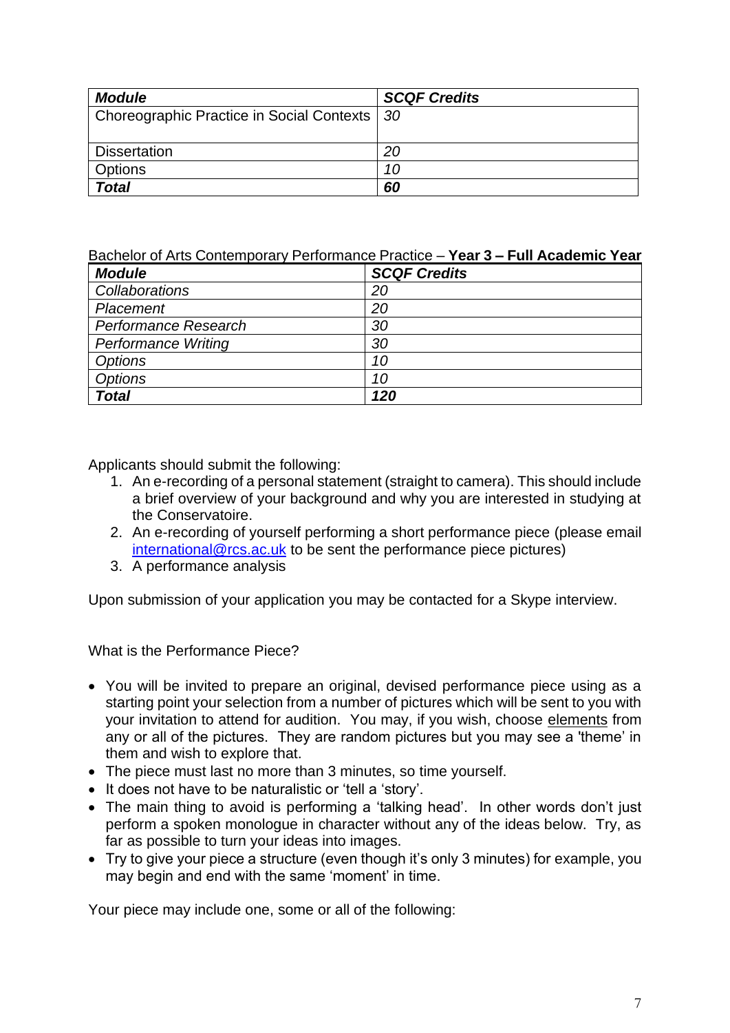| *Module* | *SCQF Credits* |
|---|---|
| Choreographic Practice in Social Contexts | *30* |
| Dissertation | *20* |
| Options | *10* |
| ***Total*** | ***60*** |

Bachelor of Arts Contemporary Performance Practice – **Year 3 – Full Academic Year**

| *Module* | *SCQF Credits* |
|---|---|
| *Collaborations* | *20* |
| *Placement* | *20* |
| *Performance Research* | *30* |
| *Performance Writing* | *30* |
| *Options* | *10* |
| *Options* | *10* |
| ***Total*** | ***120*** |

Applicants should submit the following:

1. An e-recording of a personal statement (straight to camera). This should include a brief overview of your background and why you are interested in studying at the Conservatoire.
2. An e-recording of yourself performing a short performance piece (please email international@rcs.ac.uk to be sent the performance piece pictures)
3. A performance analysis

Upon submission of your application you may be contacted for a Skype interview.

What is the Performance Piece?

- You will be invited to prepare an original, devised performance piece using as a starting point your selection from a number of pictures which will be sent to you with your invitation to attend for audition. You may, if you wish, choose elements from any or all of the pictures. They are random pictures but you may see a 'theme' in them and wish to explore that.
- The piece must last no more than 3 minutes, so time yourself.
- It does not have to be naturalistic or 'tell a 'story'.
- The main thing to avoid is performing a 'talking head'. In other words don't just perform a spoken monologue in character without any of the ideas below. Try, as far as possible to turn your ideas into images.
- Try to give your piece a structure (even though it's only 3 minutes) for example, you may begin and end with the same 'moment' in time.

Your piece may include one, some or all of the following: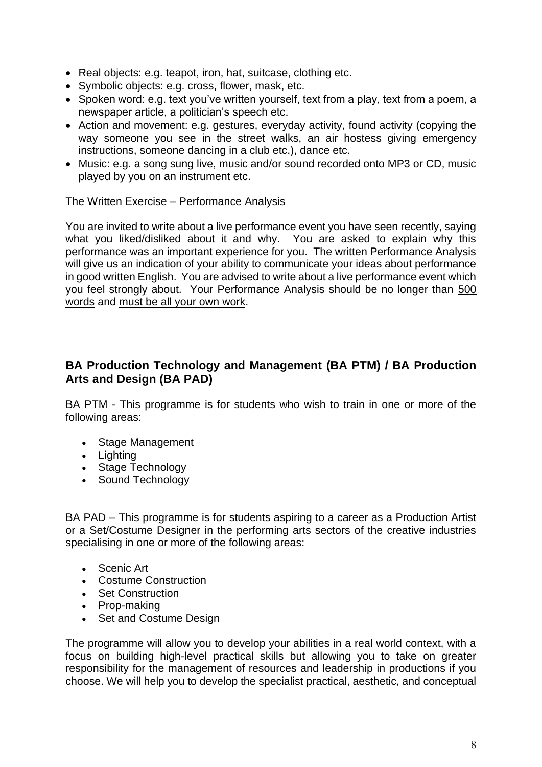- Real objects: e.g. teapot, iron, hat, suitcase, clothing etc.
- Symbolic objects: e.g. cross, flower, mask, etc.
- Spoken word: e.g. text you've written yourself, text from a play, text from a poem, a newspaper article, a politician's speech etc.
- Action and movement: e.g. gestures, everyday activity, found activity (copying the way someone you see in the street walks, an air hostess giving emergency instructions, someone dancing in a club etc.), dance etc.
- Music: e.g. a song sung live, music and/or sound recorded onto MP3 or CD, music played by you on an instrument etc.

The Written Exercise – Performance Analysis

You are invited to write about a live performance event you have seen recently, saying what you liked/disliked about it and why. You are asked to explain why this performance was an important experience for you. The written Performance Analysis will give us an indication of your ability to communicate your ideas about performance in good written English. You are advised to write about a live performance event which you feel strongly about. Your Performance Analysis should be no longer than <u>500 words</u> and <u>must be all your own work</u>.

### BA Production Technology and Management (BA PTM) / BA Production Arts and Design (BA PAD)

BA PTM - This programme is for students who wish to train in one or more of the following areas:

- Stage Management
- Lighting
- Stage Technology
- Sound Technology

BA PAD – This programme is for students aspiring to a career as a Production Artist or a Set/Costume Designer in the performing arts sectors of the creative industries specialising in one or more of the following areas:

- Scenic Art
- Costume Construction
- Set Construction
- Prop-making
- Set and Costume Design

The programme will allow you to develop your abilities in a real world context, with a focus on building high-level practical skills but allowing you to take on greater responsibility for the management of resources and leadership in productions if you choose. We will help you to develop the specialist practical, aesthetic, and conceptual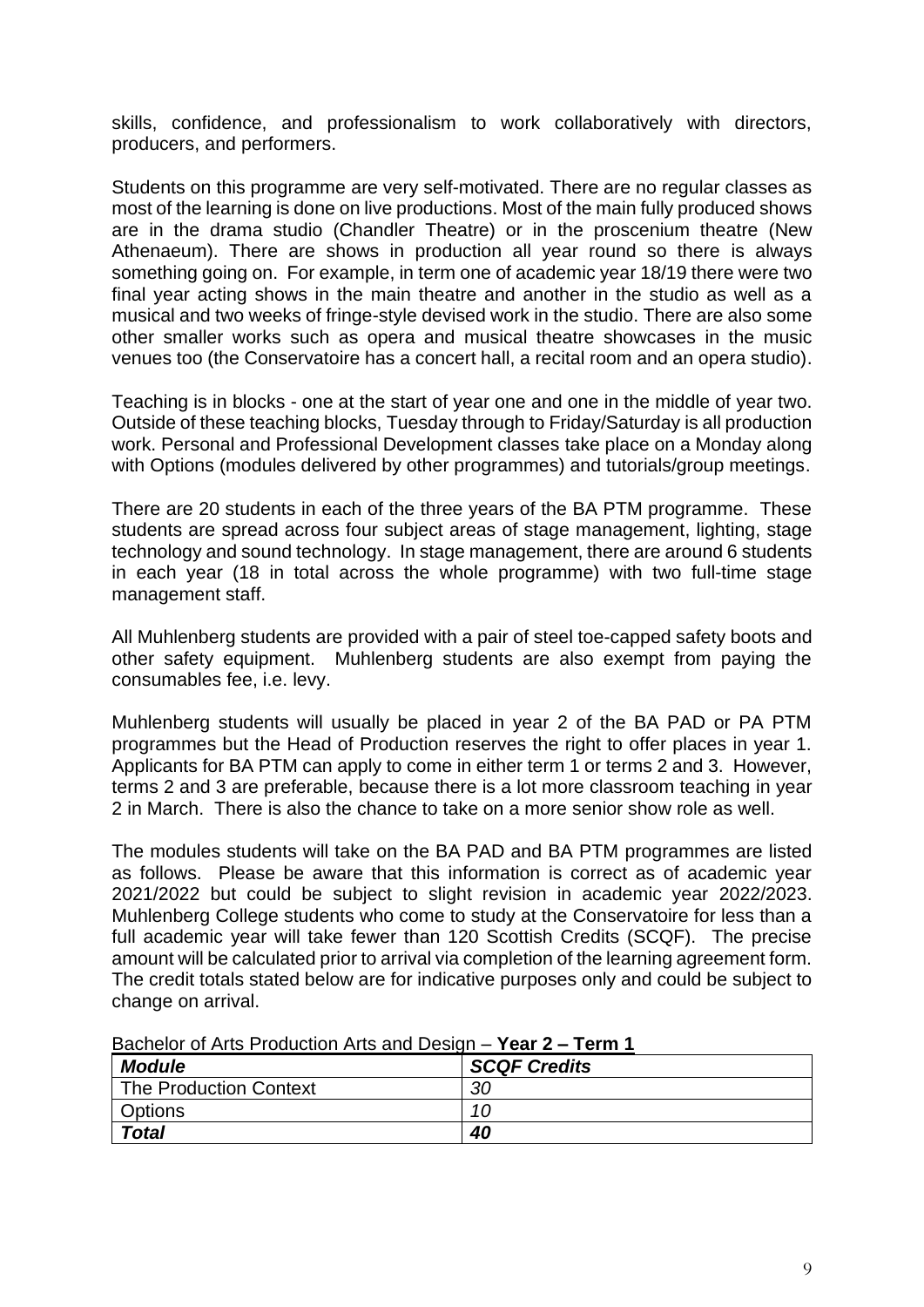skills, confidence, and professionalism to work collaboratively with directors, producers, and performers.

Students on this programme are very self-motivated. There are no regular classes as most of the learning is done on live productions. Most of the main fully produced shows are in the drama studio (Chandler Theatre) or in the proscenium theatre (New Athenaeum). There are shows in production all year round so there is always something going on. For example, in term one of academic year 18/19 there were two final year acting shows in the main theatre and another in the studio as well as a musical and two weeks of fringe-style devised work in the studio. There are also some other smaller works such as opera and musical theatre showcases in the music venues too (the Conservatoire has a concert hall, a recital room and an opera studio).

Teaching is in blocks - one at the start of year one and one in the middle of year two. Outside of these teaching blocks, Tuesday through to Friday/Saturday is all production work. Personal and Professional Development classes take place on a Monday along with Options (modules delivered by other programmes) and tutorials/group meetings.

There are 20 students in each of the three years of the BA PTM programme. These students are spread across four subject areas of stage management, lighting, stage technology and sound technology. In stage management, there are around 6 students in each year (18 in total across the whole programme) with two full-time stage management staff.

All Muhlenberg students are provided with a pair of steel toe-capped safety boots and other safety equipment. Muhlenberg students are also exempt from paying the consumables fee, i.e. levy.

Muhlenberg students will usually be placed in year 2 of the BA PAD or PA PTM programmes but the Head of Production reserves the right to offer places in year 1. Applicants for BA PTM can apply to come in either term 1 or terms 2 and 3. However, terms 2 and 3 are preferable, because there is a lot more classroom teaching in year 2 in March. There is also the chance to take on a more senior show role as well.

The modules students will take on the BA PAD and BA PTM programmes are listed as follows. Please be aware that this information is correct as of academic year 2021/2022 but could be subject to slight revision in academic year 2022/2023. Muhlenberg College students who come to study at the Conservatoire for less than a full academic year will take fewer than 120 Scottish Credits (SCQF). The precise amount will be calculated prior to arrival via completion of the learning agreement form. The credit totals stated below are for indicative purposes only and could be subject to change on arrival.

Bachelor of Arts Production Arts and Design – **Year 2 – Term 1**

| ***Module*** | ***SCQF Credits*** |
|---|---|
| The Production Context | *30* |
| Options | *10* |
| ***Total*** | ***40*** |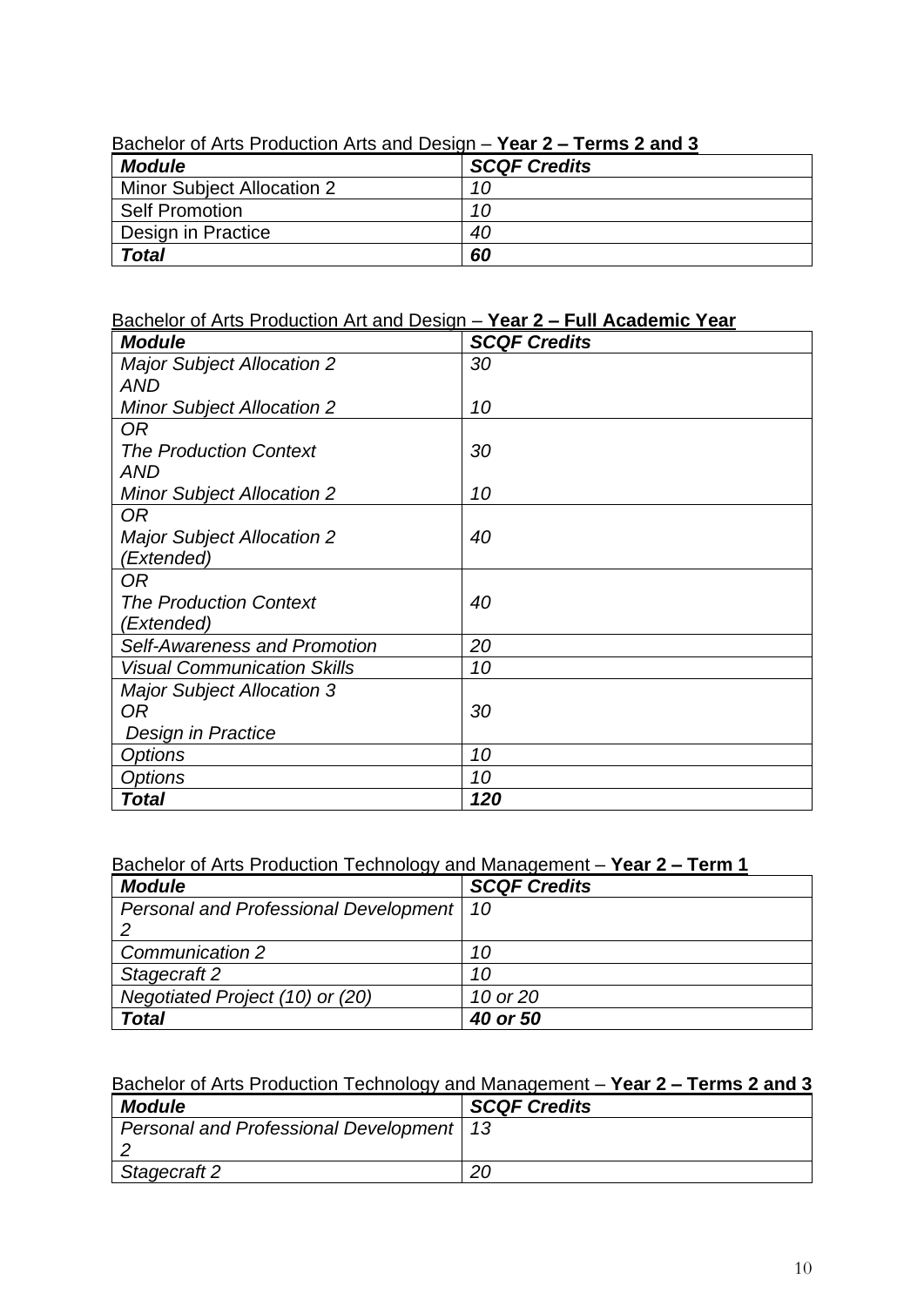Bachelor of Arts Production Arts and Design – **Year 2 – Terms 2 and 3**

| ***Module*** | ***SCQF Credits*** |
|---|---|
| Minor Subject Allocation 2 | *10* |
| Self Promotion | *10* |
| Design in Practice | *40* |
| ***Total*** | ***60*** |

Bachelor of Arts Production Art and Design – **Year 2 – Full Academic Year**

| ***Module*** | ***SCQF Credits*** |
|---|---|
| *Major Subject Allocation 2*<br>*AND*<br>*Minor Subject Allocation 2* | *30*<br><br>*10* |
| *OR*<br>*The Production Context*<br>*AND*<br>*Minor Subject Allocation 2* | <br>*30*<br><br>*10* |
| *OR*<br>*Major Subject Allocation 2 (Extended)* | *40* |
| *OR*<br>*The Production Context (Extended)* | *40* |
| *Self-Awareness and Promotion* | *20* |
| *Visual Communication Skills* | *10* |
| *Major Subject Allocation 3*<br>*OR*<br>*Design in Practice* | *30* |
| *Options* | *10* |
| *Options* | *10* |
| ***Total*** | ***120*** |

Bachelor of Arts Production Technology and Management – **Year 2 – Term 1**

| ***Module*** | ***SCQF Credits*** |
|---|---|
| *Personal and Professional Development 2* | *10* |
| *Communication 2* | *10* |
| *Stagecraft 2* | *10* |
| *Negotiated Project (10) or (20)* | *10 or 20* |
| ***Total*** | ***40 or 50*** |

Bachelor of Arts Production Technology and Management – **Year 2 – Terms 2 and 3**

| ***Module*** | ***SCQF Credits*** |
|---|---|
| *Personal and Professional Development 2* | *13* |
| *Stagecraft 2* | *20* |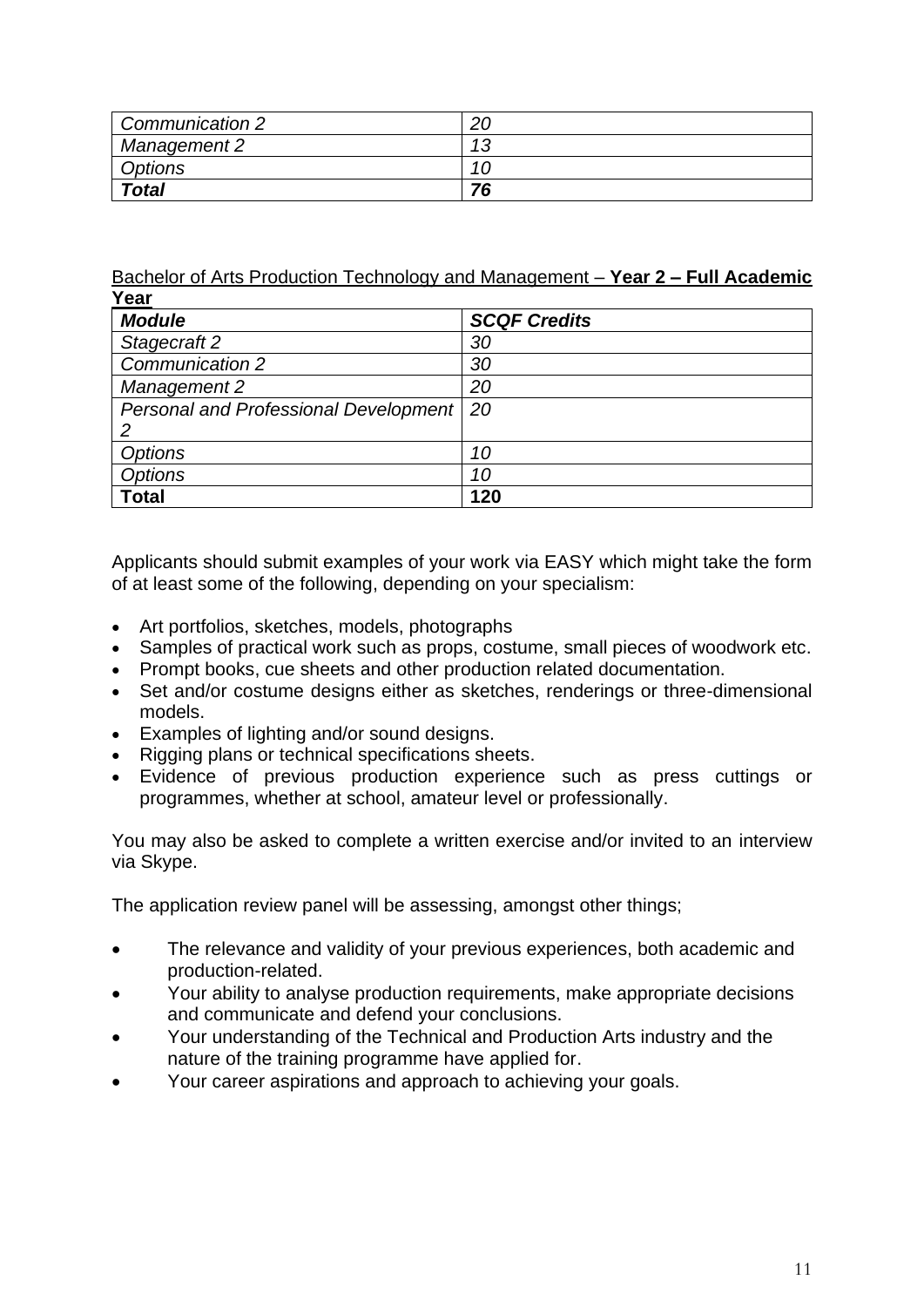| *Communication 2* | *20* |
|---|---|
| *Management 2* | *13* |
| *Options* | *10* |
| ***Total*** | ***76*** |

Bachelor of Arts Production Technology and Management – **Year 2 – Full Academic Year**

| ***Module*** | ***SCQF Credits*** |
|---|---|
| *Stagecraft 2* | *30* |
| *Communication 2* | *30* |
| *Management 2* | *20* |
| *Personal and Professional Development 2* | *20* |
| *Options* | *10* |
| *Options* | *10* |
| **Total** | **120** |

Applicants should submit examples of your work via EASY which might take the form of at least some of the following, depending on your specialism:

- Art portfolios, sketches, models, photographs
- Samples of practical work such as props, costume, small pieces of woodwork etc.
- Prompt books, cue sheets and other production related documentation.
- Set and/or costume designs either as sketches, renderings or three-dimensional models.
- Examples of lighting and/or sound designs.
- Rigging plans or technical specifications sheets.
- Evidence of previous production experience such as press cuttings or programmes, whether at school, amateur level or professionally.

You may also be asked to complete a written exercise and/or invited to an interview via Skype.

The application review panel will be assessing, amongst other things;

- The relevance and validity of your previous experiences, both academic and production-related.
- Your ability to analyse production requirements, make appropriate decisions and communicate and defend your conclusions.
- Your understanding of the Technical and Production Arts industry and the nature of the training programme have applied for.
- Your career aspirations and approach to achieving your goals.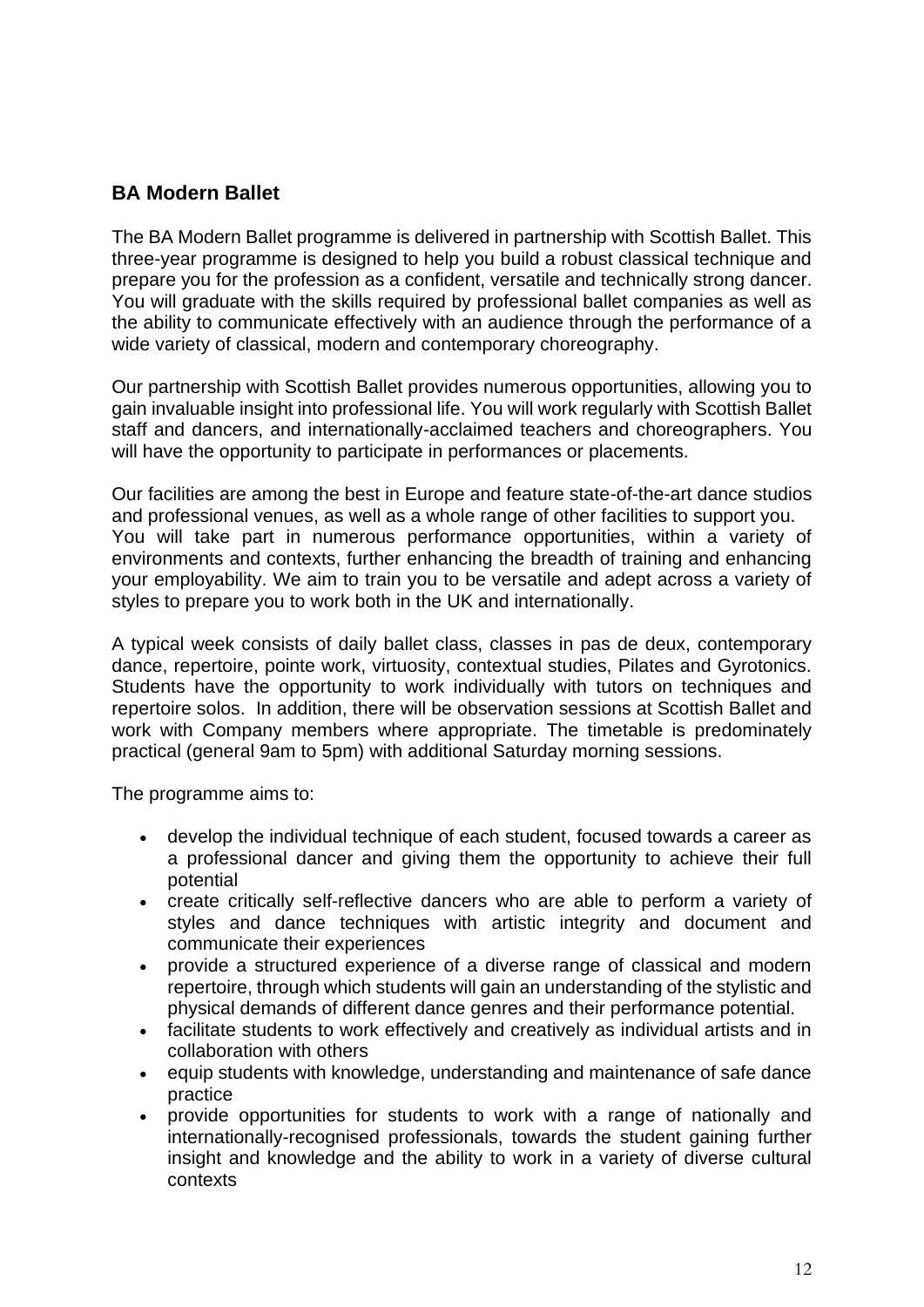## BA Modern Ballet

The BA Modern Ballet programme is delivered in partnership with Scottish Ballet. This three-year programme is designed to help you build a robust classical technique and prepare you for the profession as a confident, versatile and technically strong dancer. You will graduate with the skills required by professional ballet companies as well as the ability to communicate effectively with an audience through the performance of a wide variety of classical, modern and contemporary choreography.

Our partnership with Scottish Ballet provides numerous opportunities, allowing you to gain invaluable insight into professional life. You will work regularly with Scottish Ballet staff and dancers, and internationally-acclaimed teachers and choreographers. You will have the opportunity to participate in performances or placements.

Our facilities are among the best in Europe and feature state-of-the-art dance studios and professional venues, as well as a whole range of other facilities to support you. You will take part in numerous performance opportunities, within a variety of environments and contexts, further enhancing the breadth of training and enhancing your employability. We aim to train you to be versatile and adept across a variety of styles to prepare you to work both in the UK and internationally.

A typical week consists of daily ballet class, classes in pas de deux, contemporary dance, repertoire, pointe work, virtuosity, contextual studies, Pilates and Gyrotonics. Students have the opportunity to work individually with tutors on techniques and repertoire solos. In addition, there will be observation sessions at Scottish Ballet and work with Company members where appropriate. The timetable is predominately practical (general 9am to 5pm) with additional Saturday morning sessions.

The programme aims to:

- develop the individual technique of each student, focused towards a career as a professional dancer and giving them the opportunity to achieve their full potential
- create critically self-reflective dancers who are able to perform a variety of styles and dance techniques with artistic integrity and document and communicate their experiences
- provide a structured experience of a diverse range of classical and modern repertoire, through which students will gain an understanding of the stylistic and physical demands of different dance genres and their performance potential.
- facilitate students to work effectively and creatively as individual artists and in collaboration with others
- equip students with knowledge, understanding and maintenance of safe dance practice
- provide opportunities for students to work with a range of nationally and internationally-recognised professionals, towards the student gaining further insight and knowledge and the ability to work in a variety of diverse cultural contexts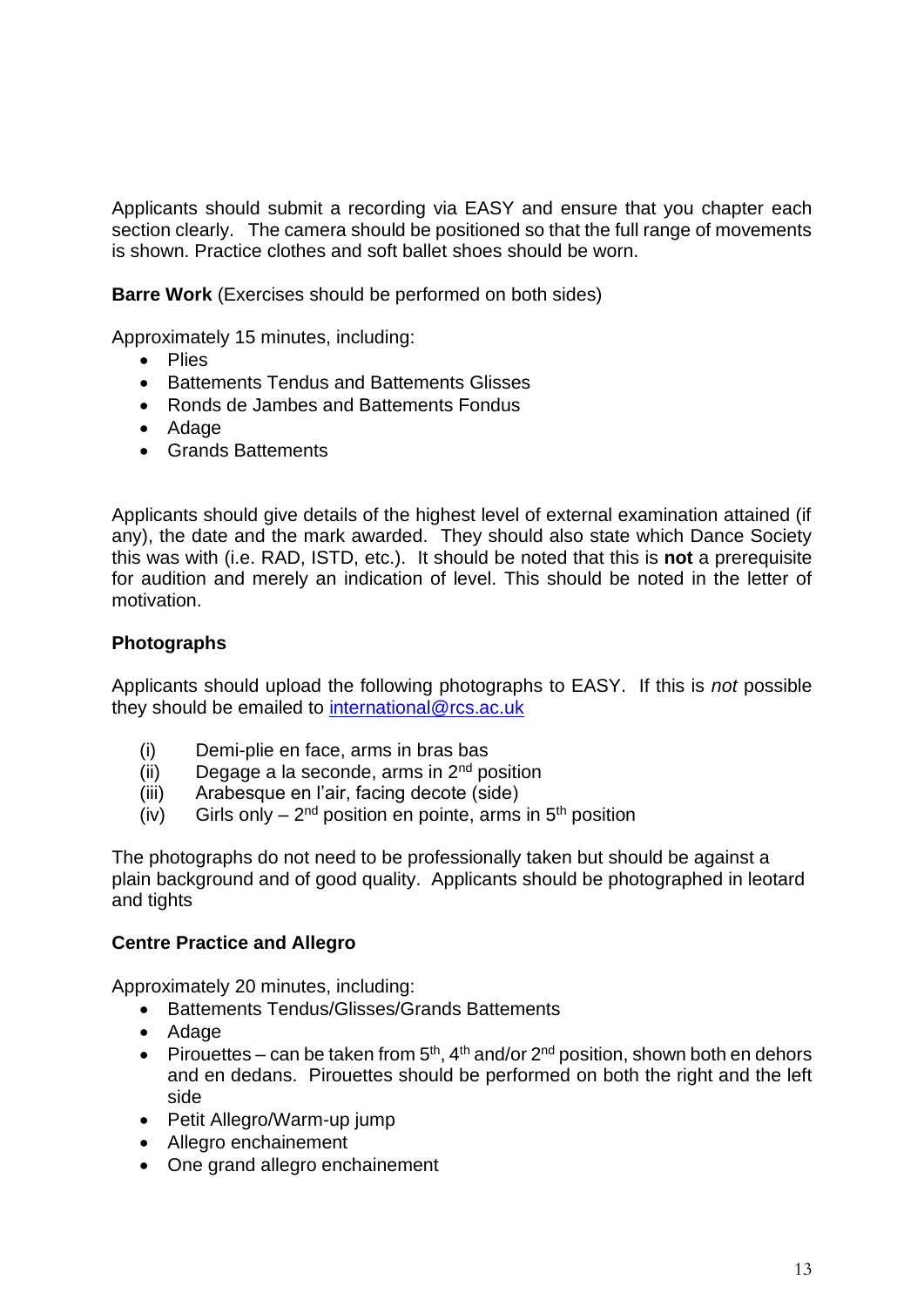Applicants should submit a recording via EASY and ensure that you chapter each section clearly. The camera should be positioned so that the full range of movements is shown. Practice clothes and soft ballet shoes should be worn.

**Barre Work** (Exercises should be performed on both sides)

Approximately 15 minutes, including:

- Plies
- Battements Tendus and Battements Glisses
- Ronds de Jambes and Battements Fondus
- Adage
- Grands Battements

Applicants should give details of the highest level of external examination attained (if any), the date and the mark awarded. They should also state which Dance Society this was with (i.e. RAD, ISTD, etc.). It should be noted that this is **not** a prerequisite for audition and merely an indication of level. This should be noted in the letter of motivation.

**Photographs**

Applicants should upload the following photographs to EASY. If this is *not* possible they should be emailed to international@rcs.ac.uk

(i) Demi-plie en face, arms in bras bas
(ii) Degage a la seconde, arms in 2nd position
(iii) Arabesque en l'air, facing decote (side)
(iv) Girls only – 2nd position en pointe, arms in 5th position

The photographs do not need to be professionally taken but should be against a plain background and of good quality. Applicants should be photographed in leotard and tights

**Centre Practice and Allegro**

Approximately 20 minutes, including:

- Battements Tendus/Glisses/Grands Battements
- Adage
- Pirouettes – can be taken from 5th, 4th and/or 2nd position, shown both en dehors and en dedans. Pirouettes should be performed on both the right and the left side
- Petit Allegro/Warm-up jump
- Allegro enchainement
- One grand allegro enchainement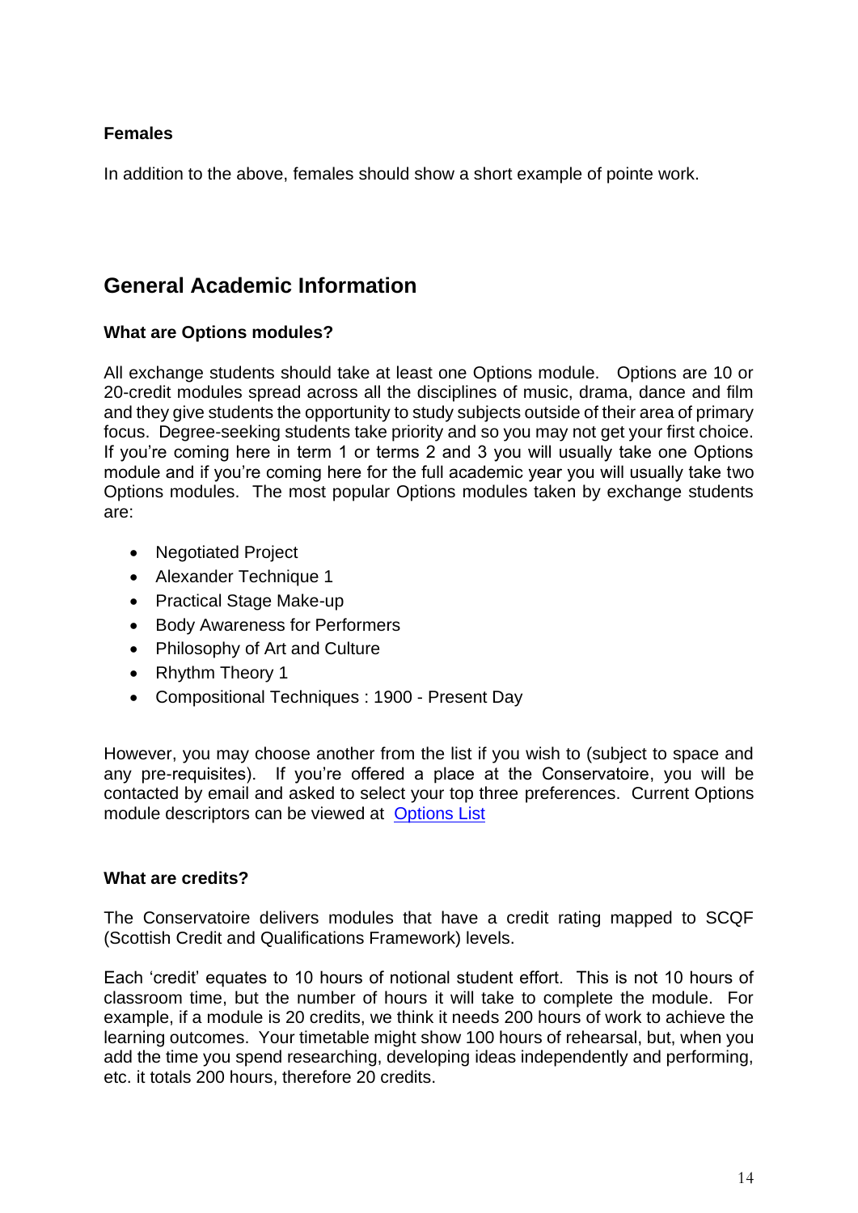**Females**

In addition to the above, females should show a short example of pointe work.

## General Academic Information

### What are Options modules?

All exchange students should take at least one Options module. Options are 10 or 20-credit modules spread across all the disciplines of music, drama, dance and film and they give students the opportunity to study subjects outside of their area of primary focus. Degree-seeking students take priority and so you may not get your first choice. If you're coming here in term 1 or terms 2 and 3 you will usually take one Options module and if you're coming here for the full academic year you will usually take two Options modules. The most popular Options modules taken by exchange students are:

- Negotiated Project
- Alexander Technique 1
- Practical Stage Make-up
- Body Awareness for Performers
- Philosophy of Art and Culture
- Rhythm Theory 1
- Compositional Techniques : 1900 - Present Day

However, you may choose another from the list if you wish to (subject to space and any pre-requisites). If you're offered a place at the Conservatoire, you will be contacted by email and asked to select your top three preferences. Current Options module descriptors can be viewed at Options List

### What are credits?

The Conservatoire delivers modules that have a credit rating mapped to SCQF (Scottish Credit and Qualifications Framework) levels.

Each 'credit' equates to 10 hours of notional student effort. This is not 10 hours of classroom time, but the number of hours it will take to complete the module. For example, if a module is 20 credits, we think it needs 200 hours of work to achieve the learning outcomes. Your timetable might show 100 hours of rehearsal, but, when you add the time you spend researching, developing ideas independently and performing, etc. it totals 200 hours, therefore 20 credits.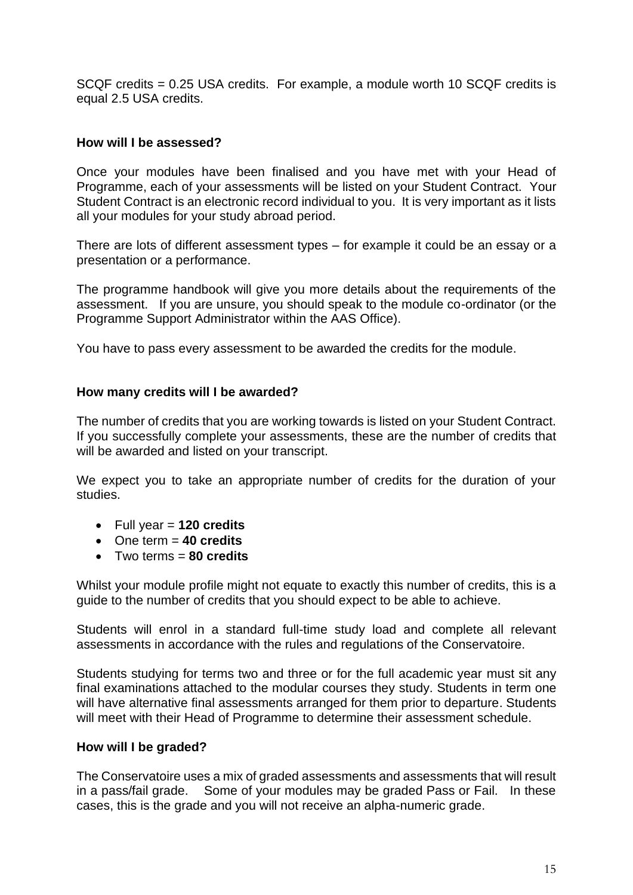SCQF credits = 0.25 USA credits. For example, a module worth 10 SCQF credits is equal 2.5 USA credits.

**How will I be assessed?**

Once your modules have been finalised and you have met with your Head of Programme, each of your assessments will be listed on your Student Contract. Your Student Contract is an electronic record individual to you. It is very important as it lists all your modules for your study abroad period.

There are lots of different assessment types – for example it could be an essay or a presentation or a performance.

The programme handbook will give you more details about the requirements of the assessment. If you are unsure, you should speak to the module co-ordinator (or the Programme Support Administrator within the AAS Office).

You have to pass every assessment to be awarded the credits for the module.

**How many credits will I be awarded?**

The number of credits that you are working towards is listed on your Student Contract. If you successfully complete your assessments, these are the number of credits that will be awarded and listed on your transcript.

We expect you to take an appropriate number of credits for the duration of your studies.

- Full year = **120 credits**
- One term = **40 credits**
- Two terms = **80 credits**

Whilst your module profile might not equate to exactly this number of credits, this is a guide to the number of credits that you should expect to be able to achieve.

Students will enrol in a standard full-time study load and complete all relevant assessments in accordance with the rules and regulations of the Conservatoire.

Students studying for terms two and three or for the full academic year must sit any final examinations attached to the modular courses they study. Students in term one will have alternative final assessments arranged for them prior to departure. Students will meet with their Head of Programme to determine their assessment schedule.

**How will I be graded?**

The Conservatoire uses a mix of graded assessments and assessments that will result in a pass/fail grade. Some of your modules may be graded Pass or Fail. In these cases, this is the grade and you will not receive an alpha-numeric grade.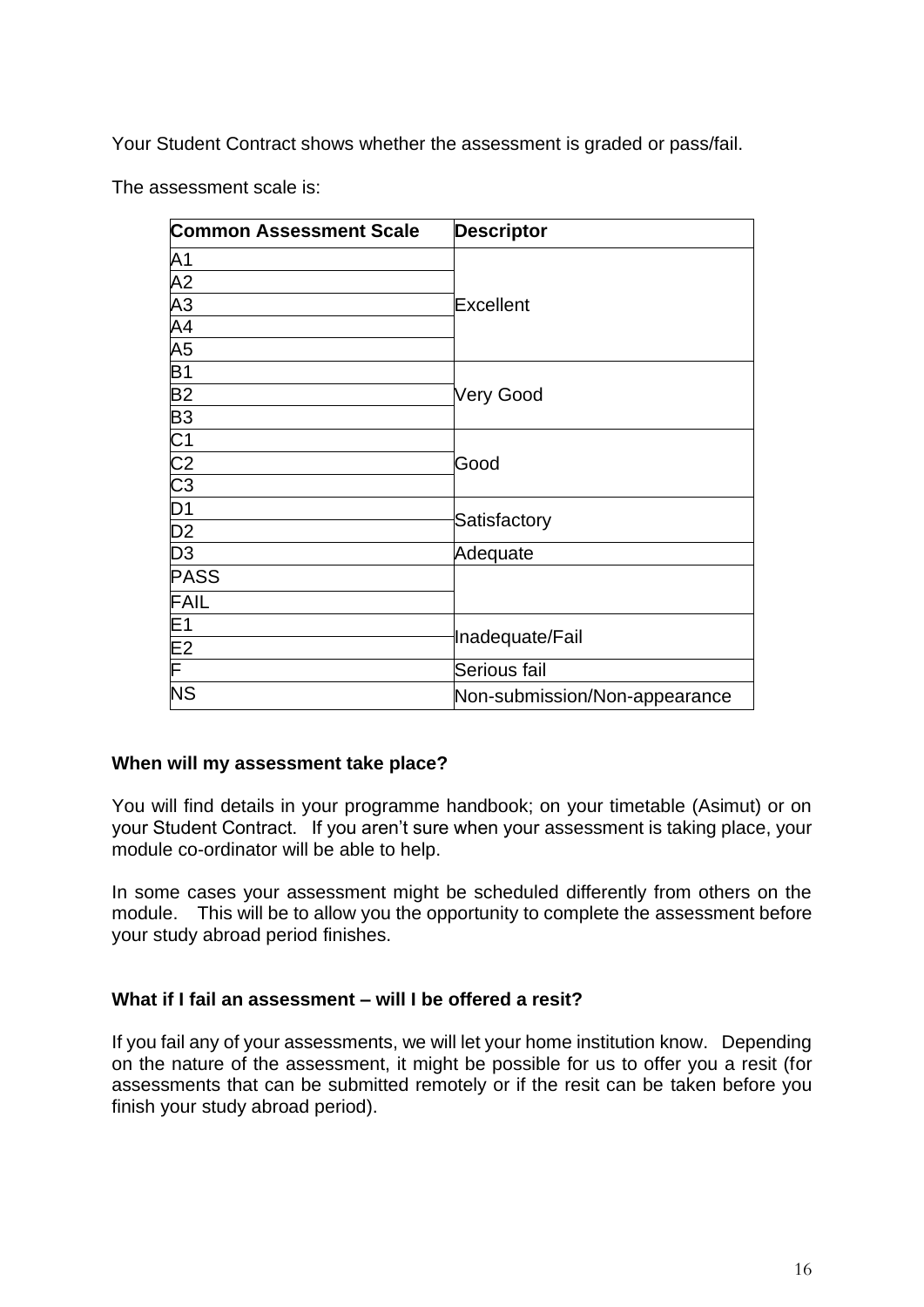Your Student Contract shows whether the assessment is graded or pass/fail.

The assessment scale is:

| Common Assessment Scale | Descriptor |
| --- | --- |
| A1 | Excellent |
| A2 | |
| A3 | |
| A4 | |
| A5 | |
| B1 | Very Good |
| B2 | |
| B3 | |
| C1 | Good |
| C2 | |
| C3 | |
| D1 | Satisfactory |
| D2 | |
| D3 | Adequate |
| PASS | |
| FAIL | |
| E1 | Inadequate/Fail |
| E2 | |
| F | Serious fail |
| NS | Non-submission/Non-appearance |

**When will my assessment take place?**

You will find details in your programme handbook; on your timetable (Asimut) or on your Student Contract. If you aren't sure when your assessment is taking place, your module co-ordinator will be able to help.

In some cases your assessment might be scheduled differently from others on the module. This will be to allow you the opportunity to complete the assessment before your study abroad period finishes.

**What if I fail an assessment – will I be offered a resit?**

If you fail any of your assessments, we will let your home institution know. Depending on the nature of the assessment, it might be possible for us to offer you a resit (for assessments that can be submitted remotely or if the resit can be taken before you finish your study abroad period).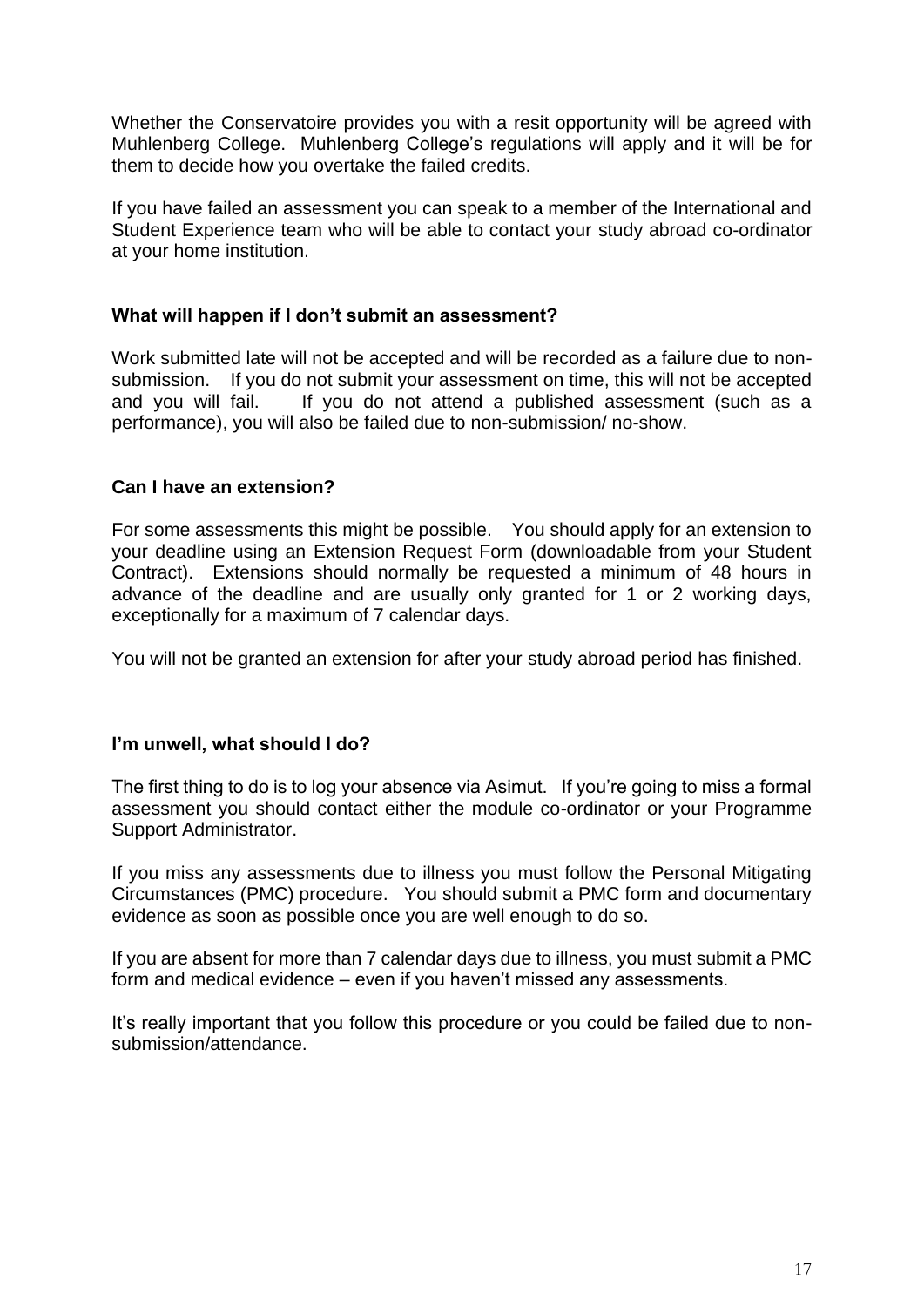Whether the Conservatoire provides you with a resit opportunity will be agreed with Muhlenberg College. Muhlenberg College's regulations will apply and it will be for them to decide how you overtake the failed credits.

If you have failed an assessment you can speak to a member of the International and Student Experience team who will be able to contact your study abroad co-ordinator at your home institution.

**What will happen if I don't submit an assessment?**

Work submitted late will not be accepted and will be recorded as a failure due to non-submission. If you do not submit your assessment on time, this will not be accepted and you will fail. If you do not attend a published assessment (such as a performance), you will also be failed due to non-submission/ no-show.

**Can I have an extension?**

For some assessments this might be possible. You should apply for an extension to your deadline using an Extension Request Form (downloadable from your Student Contract). Extensions should normally be requested a minimum of 48 hours in advance of the deadline and are usually only granted for 1 or 2 working days, exceptionally for a maximum of 7 calendar days.

You will not be granted an extension for after your study abroad period has finished.

**I'm unwell, what should I do?**

The first thing to do is to log your absence via Asimut. If you're going to miss a formal assessment you should contact either the module co-ordinator or your Programme Support Administrator.

If you miss any assessments due to illness you must follow the Personal Mitigating Circumstances (PMC) procedure. You should submit a PMC form and documentary evidence as soon as possible once you are well enough to do so.

If you are absent for more than 7 calendar days due to illness, you must submit a PMC form and medical evidence – even if you haven't missed any assessments.

It's really important that you follow this procedure or you could be failed due to non-submission/attendance.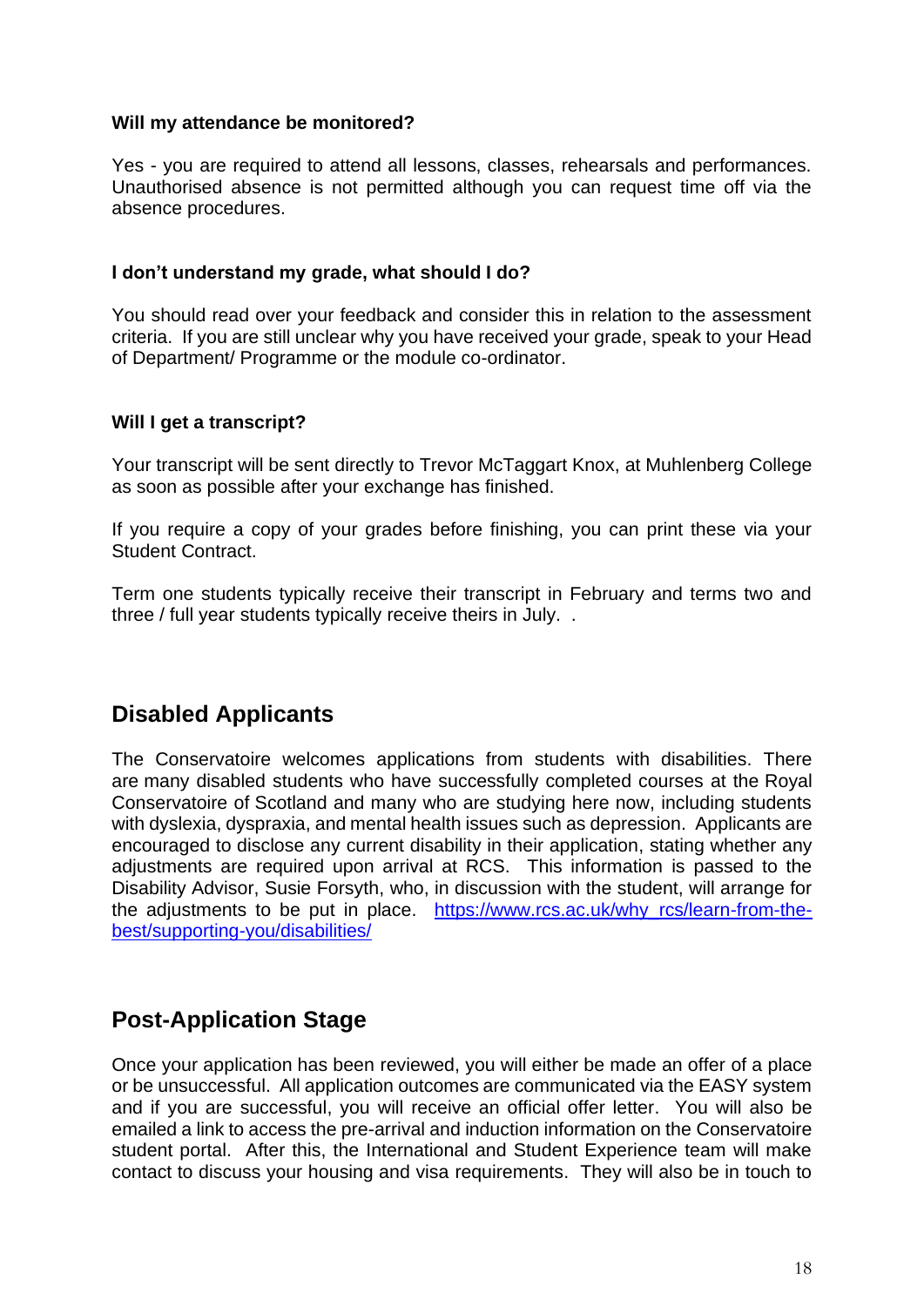#### Will my attendance be monitored?

Yes - you are required to attend all lessons, classes, rehearsals and performances. Unauthorised absence is not permitted although you can request time off via the absence procedures.

#### I don't understand my grade, what should I do?

You should read over your feedback and consider this in relation to the assessment criteria. If you are still unclear why you have received your grade, speak to your Head of Department/ Programme or the module co-ordinator.

#### Will I get a transcript?

Your transcript will be sent directly to Trevor McTaggart Knox, at Muhlenberg College as soon as possible after your exchange has finished.

If you require a copy of your grades before finishing, you can print these via your Student Contract.

Term one students typically receive their transcript in February and terms two and three / full year students typically receive theirs in July. .

## Disabled Applicants

The Conservatoire welcomes applications from students with disabilities. There are many disabled students who have successfully completed courses at the Royal Conservatoire of Scotland and many who are studying here now, including students with dyslexia, dyspraxia, and mental health issues such as depression. Applicants are encouraged to disclose any current disability in their application, stating whether any adjustments are required upon arrival at RCS. This information is passed to the Disability Advisor, Susie Forsyth, who, in discussion with the student, will arrange for the adjustments to be put in place. [https://www.rcs.ac.uk/why_rcs/learn-from-the-best/supporting-you/disabilities/](https://www.rcs.ac.uk/why_rcs/learn-from-the-best/supporting-you/disabilities/)

## Post-Application Stage

Once your application has been reviewed, you will either be made an offer of a place or be unsuccessful. All application outcomes are communicated via the EASY system and if you are successful, you will receive an official offer letter. You will also be emailed a link to access the pre-arrival and induction information on the Conservatoire student portal. After this, the International and Student Experience team will make contact to discuss your housing and visa requirements. They will also be in touch to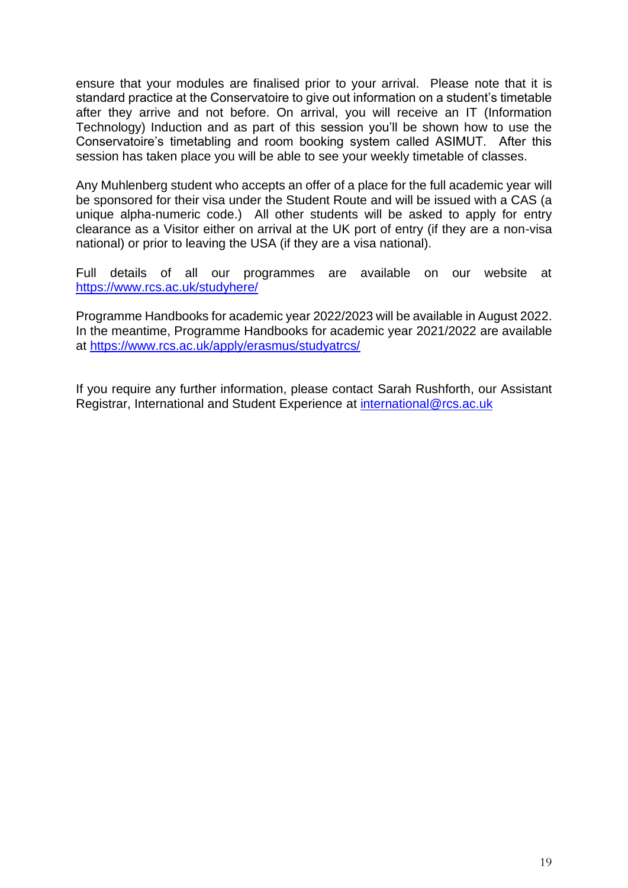ensure that your modules are finalised prior to your arrival. Please note that it is standard practice at the Conservatoire to give out information on a student's timetable after they arrive and not before. On arrival, you will receive an IT (Information Technology) Induction and as part of this session you'll be shown how to use the Conservatoire's timetabling and room booking system called ASIMUT. After this session has taken place you will be able to see your weekly timetable of classes.

Any Muhlenberg student who accepts an offer of a place for the full academic year will be sponsored for their visa under the Student Route and will be issued with a CAS (a unique alpha-numeric code.) All other students will be asked to apply for entry clearance as a Visitor either on arrival at the UK port of entry (if they are a non-visa national) or prior to leaving the USA (if they are a visa national).

Full details of all our programmes are available on our website at https://www.rcs.ac.uk/studyhere/

Programme Handbooks for academic year 2022/2023 will be available in August 2022. In the meantime, Programme Handbooks for academic year 2021/2022 are available at https://www.rcs.ac.uk/apply/erasmus/studyatrcs/

If you require any further information, please contact Sarah Rushforth, our Assistant Registrar, International and Student Experience at international@rcs.ac.uk